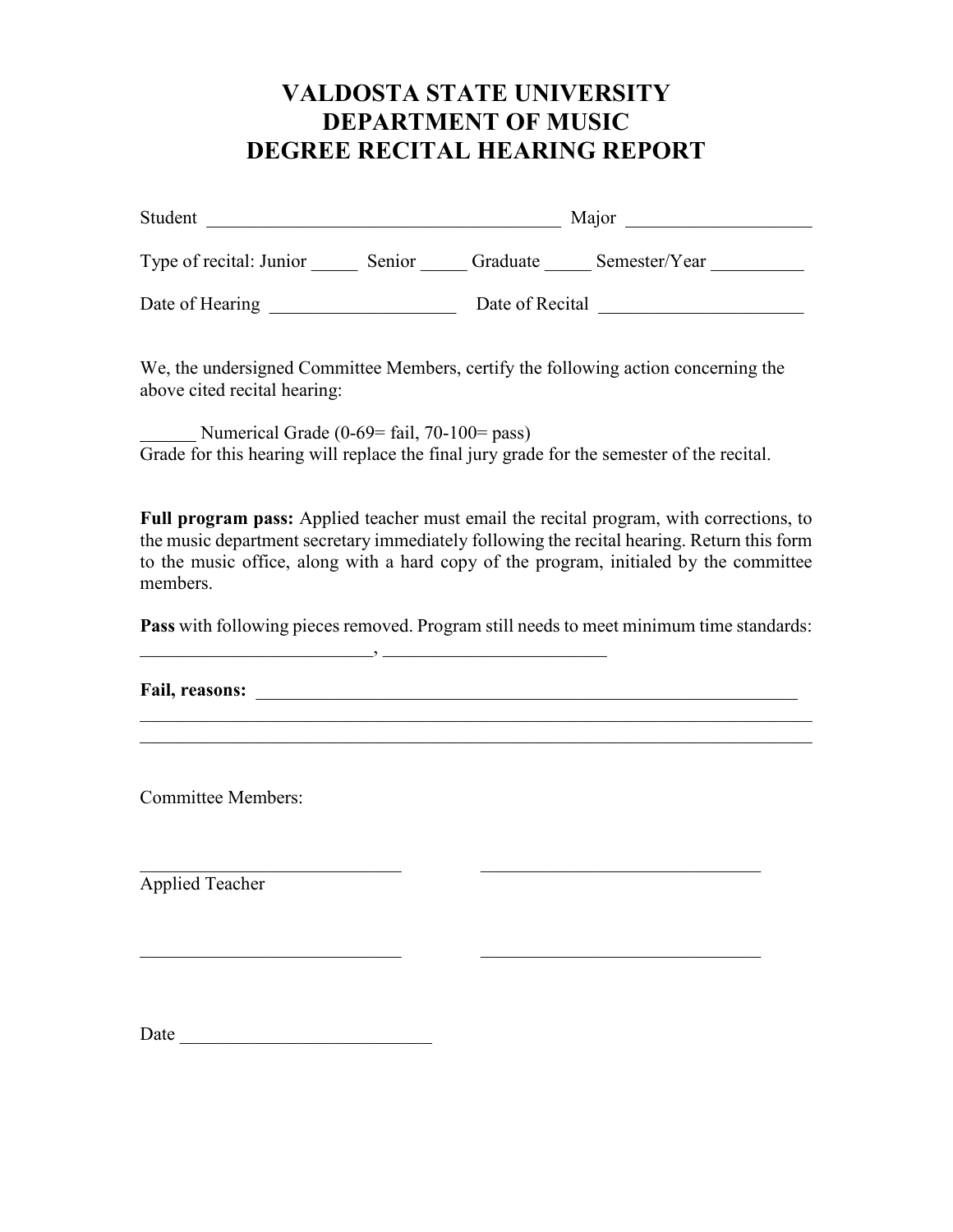# VALDOSTA STATE UNIVERSITY
# DEPARTMENT OF MUSIC
# DEGREE RECITAL HEARING REPORT

Student ______________________________________ Major ___________________

Type of recital: Junior _____ Senior _____ Graduate _____ Semester/Year __________

Date of Hearing ____________________ Date of Recital ______________________

We, the undersigned Committee Members, certify the following action concerning the above cited recital hearing:

______ Numerical Grade (0-69= fail, 70-100= pass)
Grade for this hearing will replace the final jury grade for the semester of the recital.

**Full program pass:** Applied teacher must email the recital program, with corrections, to the music department secretary immediately following the recital hearing. Return this form to the music office, along with a hard copy of the program, initialed by the committee members.

**Pass** with following pieces removed. Program still needs to meet minimum time standards:
_________________________, ________________________

**Fail, reasons:** _________________________________________________________
__________________________________________________________________________
__________________________________________________________________________

Committee Members:

____________________________ ______________________________
Applied Teacher

____________________________ ______________________________

Date ___________________________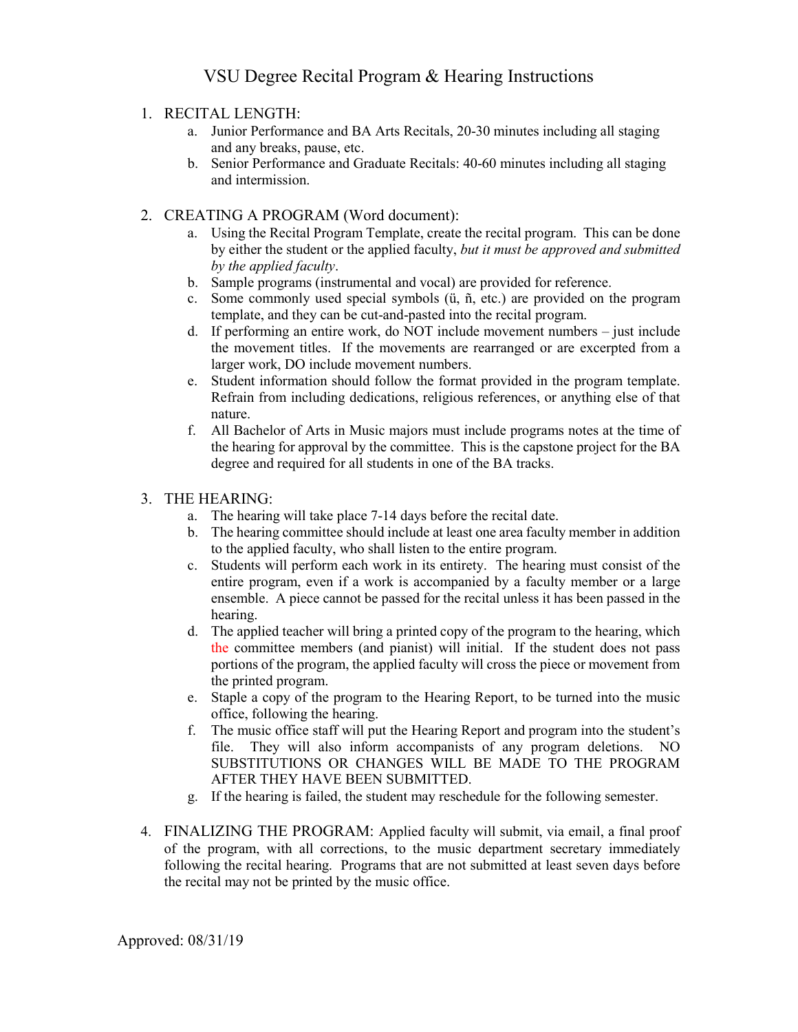# VSU Degree Recital Program & Hearing Instructions

1. RECITAL LENGTH:
   a. Junior Performance and BA Arts Recitals, 20-30 minutes including all staging and any breaks, pause, etc.
   b. Senior Performance and Graduate Recitals: 40-60 minutes including all staging and intermission.

2. CREATING A PROGRAM (Word document):
   a. Using the Recital Program Template, create the recital program. This can be done by either the student or the applied faculty, *but it must be approved and submitted by the applied faculty*.
   b. Sample programs (instrumental and vocal) are provided for reference.
   c. Some commonly used special symbols (ü, ñ, etc.) are provided on the program template, and they can be cut-and-pasted into the recital program.
   d. If performing an entire work, do NOT include movement numbers – just include the movement titles. If the movements are rearranged or are excerpted from a larger work, DO include movement numbers.
   e. Student information should follow the format provided in the program template. Refrain from including dedications, religious references, or anything else of that nature.
   f. All Bachelor of Arts in Music majors must include programs notes at the time of the hearing for approval by the committee. This is the capstone project for the BA degree and required for all students in one of the BA tracks.

3. THE HEARING:
   a. The hearing will take place 7-14 days before the recital date.
   b. The hearing committee should include at least one area faculty member in addition to the applied faculty, who shall listen to the entire program.
   c. Students will perform each work in its entirety. The hearing must consist of the entire program, even if a work is accompanied by a faculty member or a large ensemble. A piece cannot be passed for the recital unless it has been passed in the hearing.
   d. The applied teacher will bring a printed copy of the program to the hearing, which the committee members (and pianist) will initial. If the student does not pass portions of the program, the applied faculty will cross the piece or movement from the printed program.
   e. Staple a copy of the program to the Hearing Report, to be turned into the music office, following the hearing.
   f. The music office staff will put the Hearing Report and program into the student's file. They will also inform accompanists of any program deletions. NO SUBSTITUTIONS OR CHANGES WILL BE MADE TO THE PROGRAM AFTER THEY HAVE BEEN SUBMITTED.
   g. If the hearing is failed, the student may reschedule for the following semester.

4. FINALIZING THE PROGRAM: Applied faculty will submit, via email, a final proof of the program, with all corrections, to the music department secretary immediately following the recital hearing. Programs that are not submitted at least seven days before the recital may not be printed by the music office.

Approved: 08/31/19